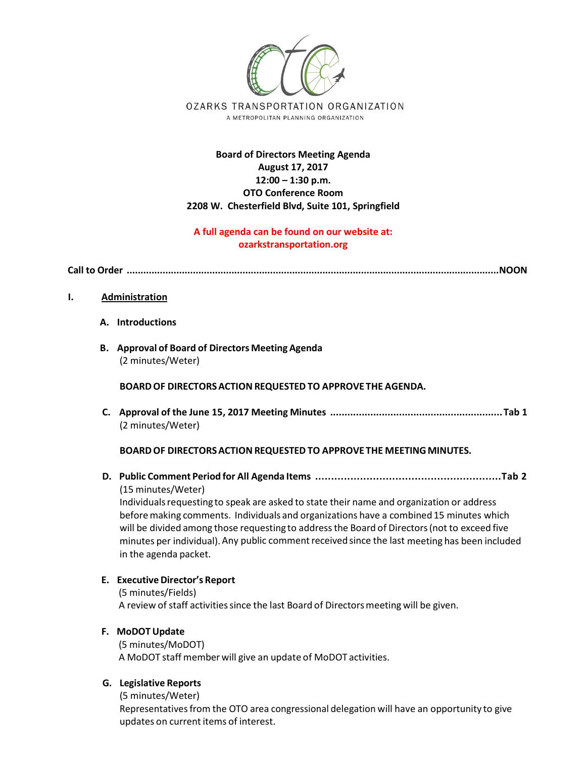OZARKS TRANSPORTATION ORGANIZATION

A METROPOLITAN PLANNING ORGANIZATION

**Board of Directors Meeting Agenda**
**August 17, 2017**
**12:00 – 1:30 p.m.**
**OTO Conference Room**
**2208 W. Chesterfield Blvd, Suite 101, Springfield**

**A full agenda can be found on our website at:**
**ozarkstransportation.org**

**Call to Order ............................................................................................................................NOON**

**I. Administration**

**A. Introductions**

**B. Approval of Board of Directors Meeting Agenda**
(2 minutes/Weter)

**BOARD OF DIRECTORS ACTION REQUESTED TO APPROVE THE AGENDA.**

**C. Approval of the June 15, 2017 Meeting Minutes ............................................................Tab 1**
(2 minutes/Weter)

**BOARD OF DIRECTORS ACTION REQUESTED TO APPROVE THE MEETING MINUTES.**

**D. Public Comment Period for All Agenda Items ............................................................Tab 2**
(15 minutes/Weter)
Individuals requesting to speak are asked to state their name and organization or address before making comments. Individuals and organizations have a combined 15 minutes which will be divided among those requesting to address the Board of Directors (not to exceed five minutes per individual). Any public comment received since the last meeting has been included in the agenda packet.

**E. Executive Director's Report**
(5 minutes/Fields)
A review of staff activities since the last Board of Directors meeting will be given.

**F. MoDOT Update**
(5 minutes/MoDOT)
A MoDOT staff member will give an update of MoDOT activities.

**G. Legislative Reports**
(5 minutes/Weter)
Representatives from the OTO area congressional delegation will have an opportunity to give updates on current items of interest.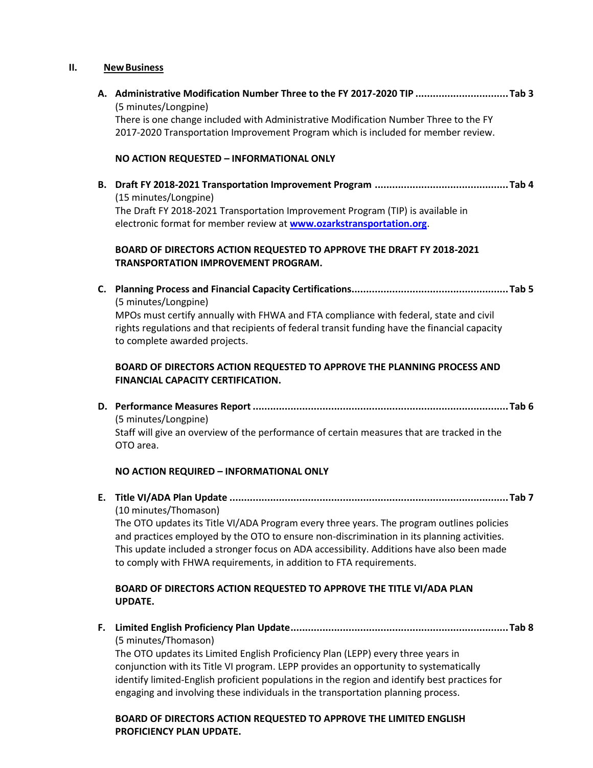## II. New Business

**A. Administrative Modification Number Three to the FY 2017-2020 TIP ................................Tab 3**

(5 minutes/Longpine)

There is one change included with Administrative Modification Number Three to the FY 2017-2020 Transportation Improvement Program which is included for member review.

**NO ACTION REQUESTED – INFORMATIONAL ONLY**

**B. Draft FY 2018-2021 Transportation Improvement Program .............................................Tab 4**

(15 minutes/Longpine)

The Draft FY 2018-2021 Transportation Improvement Program (TIP) is available in electronic format for member review at **www.ozarkstransportation.org**.

**BOARD OF DIRECTORS ACTION REQUESTED TO APPROVE THE DRAFT FY 2018-2021 TRANSPORTATION IMPROVEMENT PROGRAM.**

**C. Planning Process and Financial Capacity Certifications.....................................................Tab 5**

(5 minutes/Longpine)

MPOs must certify annually with FHWA and FTA compliance with federal, state and civil rights regulations and that recipients of federal transit funding have the financial capacity to complete awarded projects.

**BOARD OF DIRECTORS ACTION REQUESTED TO APPROVE THE PLANNING PROCESS AND FINANCIAL CAPACITY CERTIFICATION.**

**D. Performance Measures Report .........................................................................................Tab 6**

(5 minutes/Longpine)

Staff will give an overview of the performance of certain measures that are tracked in the OTO area.

**NO ACTION REQUIRED – INFORMATIONAL ONLY**

**E. Title VI/ADA Plan Update ................................................................................................Tab 7**

(10 minutes/Thomason)

The OTO updates its Title VI/ADA Program every three years. The program outlines policies and practices employed by the OTO to ensure non-discrimination in its planning activities. This update included a stronger focus on ADA accessibility. Additions have also been made to comply with FHWA requirements, in addition to FTA requirements.

**BOARD OF DIRECTORS ACTION REQUESTED TO APPROVE THE TITLE VI/ADA PLAN UPDATE.**

**F. Limited English Proficiency Plan Update..........................................................................Tab 8**

(5 minutes/Thomason)

The OTO updates its Limited English Proficiency Plan (LEPP) every three years in conjunction with its Title VI program. LEPP provides an opportunity to systematically identify limited-English proficient populations in the region and identify best practices for engaging and involving these individuals in the transportation planning process.

**BOARD OF DIRECTORS ACTION REQUESTED TO APPROVE THE LIMITED ENGLISH PROFICIENCY PLAN UPDATE.**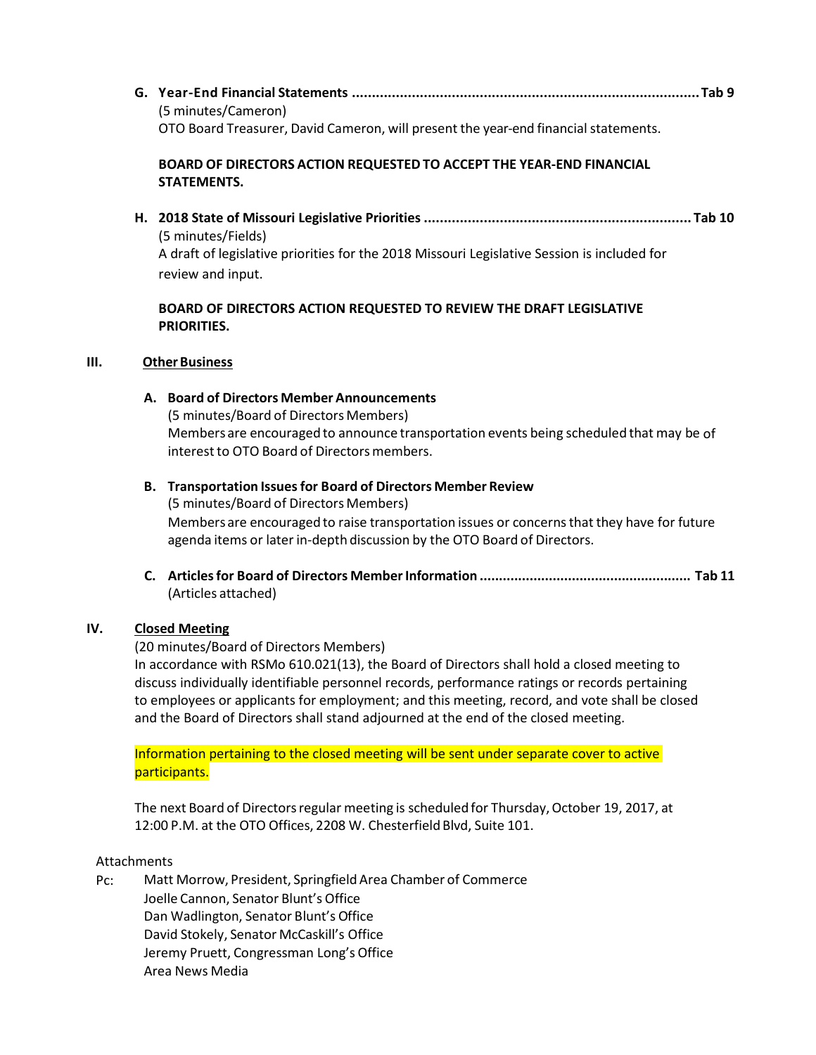**G. Year-End Financial Statements ....................................................................................... Tab 9**
(5 minutes/Cameron)
OTO Board Treasurer, David Cameron, will present the year-end financial statements.

**BOARD OF DIRECTORS ACTION REQUESTED TO ACCEPT THE YEAR-END FINANCIAL STATEMENTS.**

**H. 2018 State of Missouri Legislative Priorities ................................................................... Tab 10**
(5 minutes/Fields)
A draft of legislative priorities for the 2018 Missouri Legislative Session is included for review and input.

**BOARD OF DIRECTORS ACTION REQUESTED TO REVIEW THE DRAFT LEGISLATIVE PRIORITIES.**

## III. Other Business

**A. Board of Directors Member Announcements**
(5 minutes/Board of Directors Members)
Members are encouraged to announce transportation events being scheduled that may be of interest to OTO Board of Directors members.

**B. Transportation Issues for Board of Directors Member Review**
(5 minutes/Board of Directors Members)
Members are encouraged to raise transportation issues or concerns that they have for future agenda items or later in-depth discussion by the OTO Board of Directors.

**C. Articles for Board of Directors Member Information ...................................................... Tab 11**
(Articles attached)

## IV. Closed Meeting

(20 minutes/Board of Directors Members)
In accordance with RSMo 610.021(13), the Board of Directors shall hold a closed meeting to discuss individually identifiable personnel records, performance ratings or records pertaining to employees or applicants for employment; and this meeting, record, and vote shall be closed and the Board of Directors shall stand adjourned at the end of the closed meeting.

Information pertaining to the closed meeting will be sent under separate cover to active participants.

The next Board of Directors regular meeting is scheduled for Thursday, October 19, 2017, at 12:00 P.M. at the OTO Offices, 2208 W. Chesterfield Blvd, Suite 101.

Attachments

Pc: Matt Morrow, President, Springfield Area Chamber of Commerce
Joelle Cannon, Senator Blunt's Office
Dan Wadlington, Senator Blunt's Office
David Stokely, Senator McCaskill's Office
Jeremy Pruett, Congressman Long's Office
Area News Media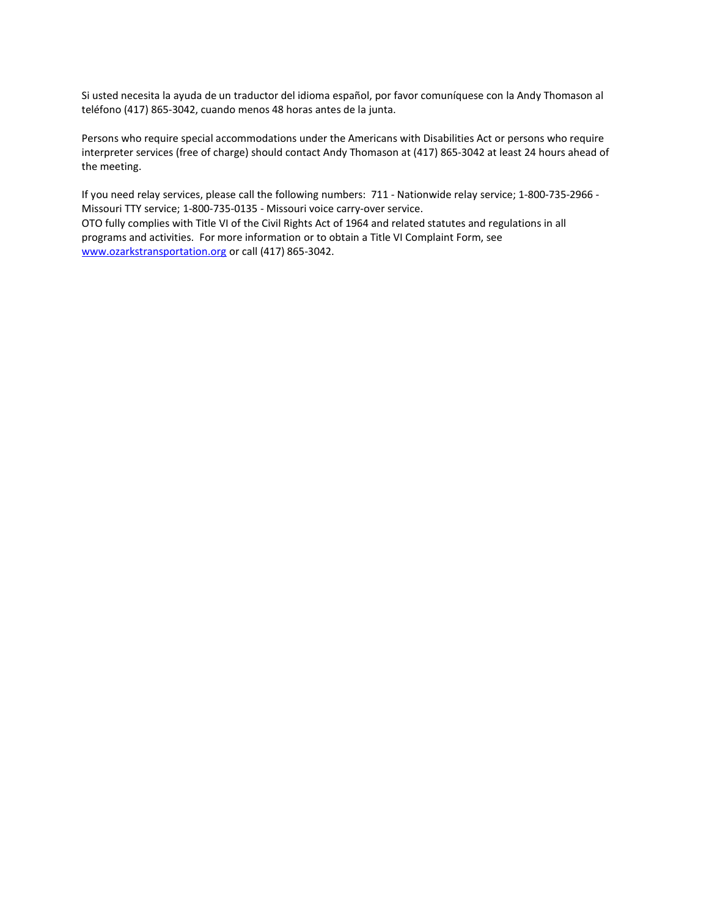Si usted necesita la ayuda de un traductor del idioma español, por favor comuníquese con la Andy Thomason al teléfono (417) 865-3042, cuando menos 48 horas antes de la junta.

Persons who require special accommodations under the Americans with Disabilities Act or persons who require interpreter services (free of charge) should contact Andy Thomason at (417) 865-3042 at least 24 hours ahead of the meeting.

If you need relay services, please call the following numbers: 711 - Nationwide relay service; 1-800-735-2966 - Missouri TTY service; 1-800-735-0135 - Missouri voice carry-over service.
OTO fully complies with Title VI of the Civil Rights Act of 1964 and related statutes and regulations in all programs and activities. For more information or to obtain a Title VI Complaint Form, see www.ozarkstransportation.org or call (417) 865-3042.